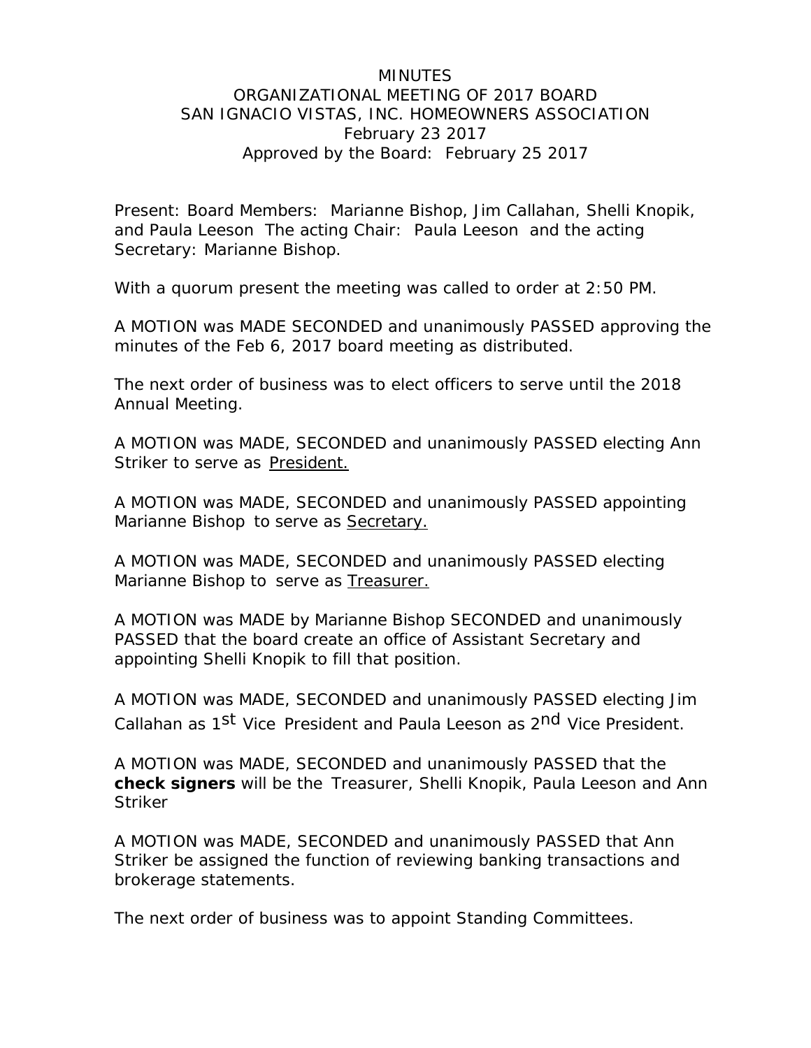# MINUTES

## ORGANIZATIONAL MEETING OF 2017 BOARD

## SAN IGNACIO VISTAS, INC. HOMEOWNERS ASSOCIATION

February 23 2017

Approved by the Board: February 25 2017

Present: Board Members: Marianne Bishop, Jim Callahan, Shelli Knopik, and Paula Leeson The acting Chair: Paula Leeson and the acting Secretary: Marianne Bishop.

With a quorum present the meeting was called to order at 2:50 PM.

A MOTION was MADE SECONDED and unanimously PASSED approving the minutes of the Feb 6, 2017 board meeting as distributed.

The next order of business was to elect officers to serve until the 2018 Annual Meeting.

A MOTION was MADE, SECONDED and unanimously PASSED electing Ann Striker to serve as <u>President.</u>

A MOTION was MADE, SECONDED and unanimously PASSED appointing Marianne Bishop to serve as <u>Secretary.</u>

A MOTION was MADE, SECONDED and unanimously PASSED electing Marianne Bishop to serve as <u>Treasurer.</u>

A MOTION was MADE by Marianne Bishop SECONDED and unanimously PASSED that the board create an office of Assistant Secretary and appointing Shelli Knopik to fill that position.

A MOTION was MADE, SECONDED and unanimously PASSED electing Jim Callahan as 1st Vice President and Paula Leeson as 2nd Vice President.

A MOTION was MADE, SECONDED and unanimously PASSED that the **check signers** will be the Treasurer, Shelli Knopik, Paula Leeson and Ann Striker

A MOTION was MADE, SECONDED and unanimously PASSED that Ann Striker be assigned the function of reviewing banking transactions and brokerage statements.

The next order of business was to appoint Standing Committees.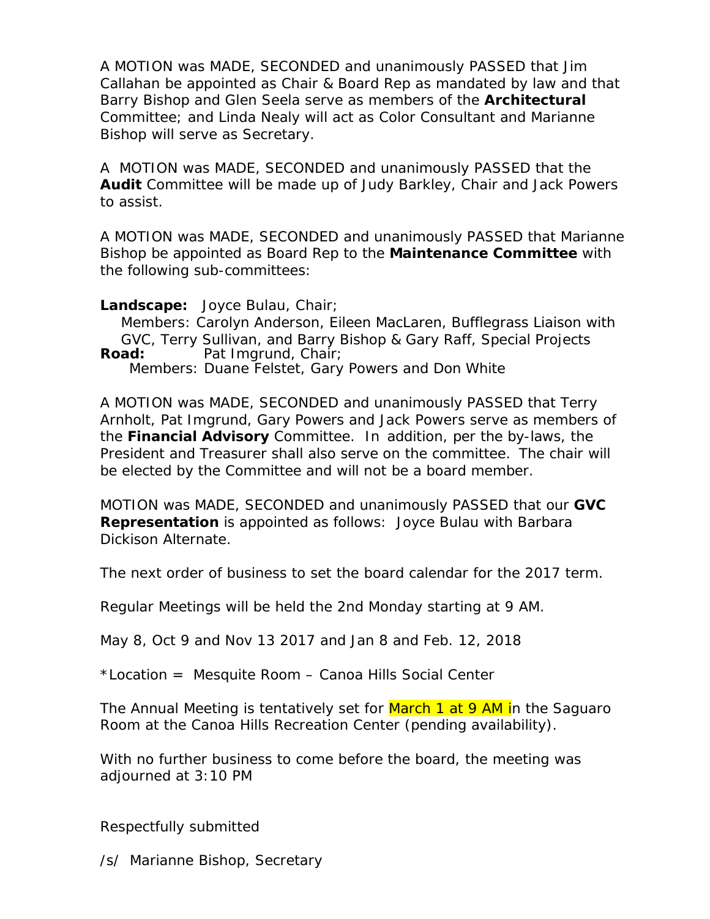A MOTION was MADE, SECONDED and unanimously PASSED that Jim Callahan be appointed as Chair & Board Rep as mandated by law and that Barry Bishop and Glen Seela serve as members of the **Architectural** Committee; and Linda Nealy will act as Color Consultant and Marianne Bishop will serve as Secretary.

A MOTION was MADE, SECONDED and unanimously PASSED that the **Audit** Committee will be made up of Judy Barkley, Chair and Jack Powers to assist.

A MOTION was MADE, SECONDED and unanimously PASSED that Marianne Bishop be appointed as Board Rep to the **Maintenance Committee** with the following sub-committees:

**Landscape:** Joyce Bulau, Chair;
Members: Carolyn Anderson, Eileen MacLaren, Bufflegrass Liaison with GVC, Terry Sullivan, and Barry Bishop & Gary Raff, Special Projects
**Road:** Pat Imgrund, Chair;
Members: Duane Felstet, Gary Powers and Don White

A MOTION was MADE, SECONDED and unanimously PASSED that Terry Arnholt, Pat Imgrund, Gary Powers and Jack Powers serve as members of the **Financial Advisory** Committee. In addition, per the by-laws, the President and Treasurer shall also serve on the committee. The chair will be elected by the Committee and will not be a board member.

MOTION was MADE, SECONDED and unanimously PASSED that our **GVC Representation** is appointed as follows: Joyce Bulau with Barbara Dickison Alternate.

The next order of business to set the board calendar for the 2017 term.

Regular Meetings will be held the 2nd Monday starting at 9 AM.

May 8, Oct 9 and Nov 13 2017 and Jan 8 and Feb. 12, 2018

*Location = Mesquite Room – Canoa Hills Social Center

The Annual Meeting is tentatively set for March 1 at 9 AM in the Saguaro Room at the Canoa Hills Recreation Center (pending availability).

With no further business to come before the board, the meeting was adjourned at 3:10 PM

Respectfully submitted

/s/ Marianne Bishop, Secretary